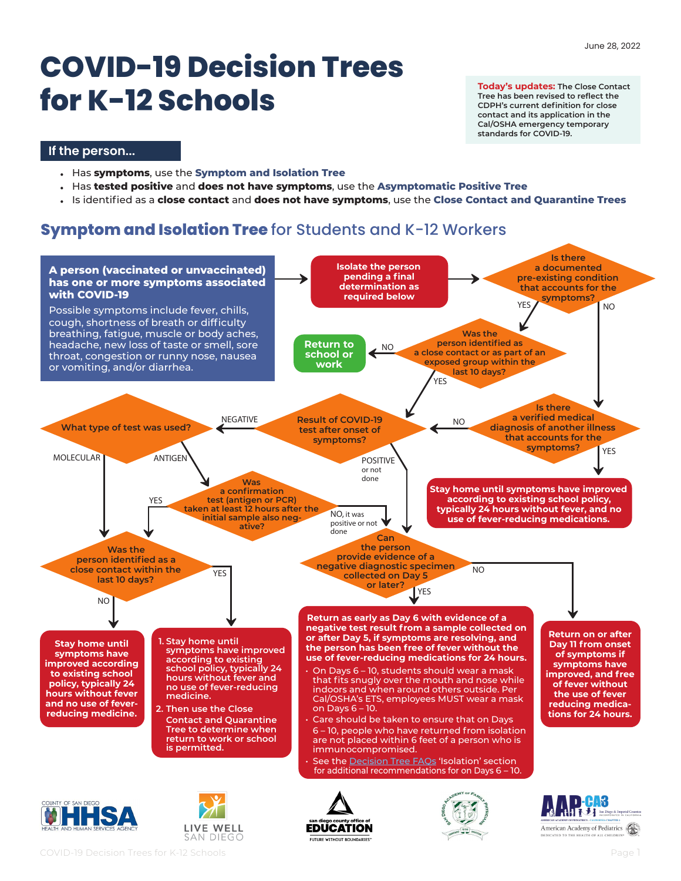June 28, 2022

# COVID-19 Decision Trees for K-12 Schools

**Today's updates:** The Close Contact Tree has been revised to reflect the CDPH's current definition for close contact and its application in the Cal/OSHA emergency temporary standards for COVID-19.

## If the person...

- Has **symptoms**, use the **Symptom and Isolation Tree**
- Has **tested positive** and **does not have symptoms**, use the **Asymptomatic Positive Tree**
- Is identified as a **close contact** and **does not have symptoms**, use the **Close Contact and Quarantine Trees**

## Symptom and Isolation Tree for Students and K-12 Workers

**A person (vaccinated or unvaccinated) has one or more symptoms associated with COVID-19**

Possible symptoms include fever, chills, cough, shortness of breath or difficulty breathing, fatigue, muscle or body aches, headache, new loss of taste or smell, sore throat, congestion or runny nose, nausea or vomiting, and/or diarrhea.

→ **Isolate the person pending a final determination as required below**

→ **Is there a documented pre-existing condition that accounts for the symptoms?**

- YES → **Was the person identified as a close contact or as part of an exposed group within the last 10 days?**
  - NO → **Return to school or work**
  - YES → **Result of COVID-19 test after onset of symptoms?**
- NO → **Is there a verified medical diagnosis of another illness that accounts for the symptoms?**
  - YES → **Stay home until symptoms have improved according to existing school policy, typically 24 hours without fever, and no use of fever-reducing medications.**
  - NO → **Result of COVID-19 test after onset of symptoms?**

**Result of COVID-19 test after onset of symptoms?**

- NEGATIVE → **What type of test was used?**
  - MOLECULAR → **Was the person identified as a close contact within the last 10 days?**
  - ANTIGEN → **Was a confirmation test (antigen or PCR) taken at least 12 hours after the initial sample also negative?**
    - YES → **Was the person identified as a close contact within the last 10 days?**
    - NO, it was positive or not done → **Can the person provide evidence of a negative diagnostic specimen collected on Day 5 or later?**
- POSITIVE or not done → **Can the person provide evidence of a negative diagnostic specimen collected on Day 5 or later?**

**Was the person identified as a close contact within the last 10 days?**

- NO → **Stay home until symptoms have improved according to existing school policy, typically 24 hours without fever and no use of fever-reducing medicine.**
- YES →
  1. **Stay home until symptoms have improved according to existing school policy, typically 24 hours without fever and no use of fever-reducing medicine.**
  2. **Then use the Close Contact and Quarantine Tree to determine when return to work or school is permitted.**

**Can the person provide evidence of a negative diagnostic specimen collected on Day 5 or later?**

- YES → **Return as early as Day 6 with evidence of a negative test result from a sample collected on or after Day 5, if symptoms are resolving, and the person has been free of fever without the use of fever-reducing medications for 24 hours.**
  - On Days 6 – 10, students should wear a mask that fits snugly over the mouth and nose while indoors and when around others outside. Per Cal/OSHA's ETS, employees MUST wear a mask on Days 6 – 10.
  - Care should be taken to ensure that on Days 6 – 10, people who have returned from isolation are not placed within 6 feet of a person who is immunocompromised.
  - See the Decision Tree FAQs 'Isolation' section for additional recommendations for on Days 6 – 10.
- NO → **Return on or after Day 11 from onset of symptoms if symptoms have improved, and free of fever without the use of fever reducing medications for 24 hours.**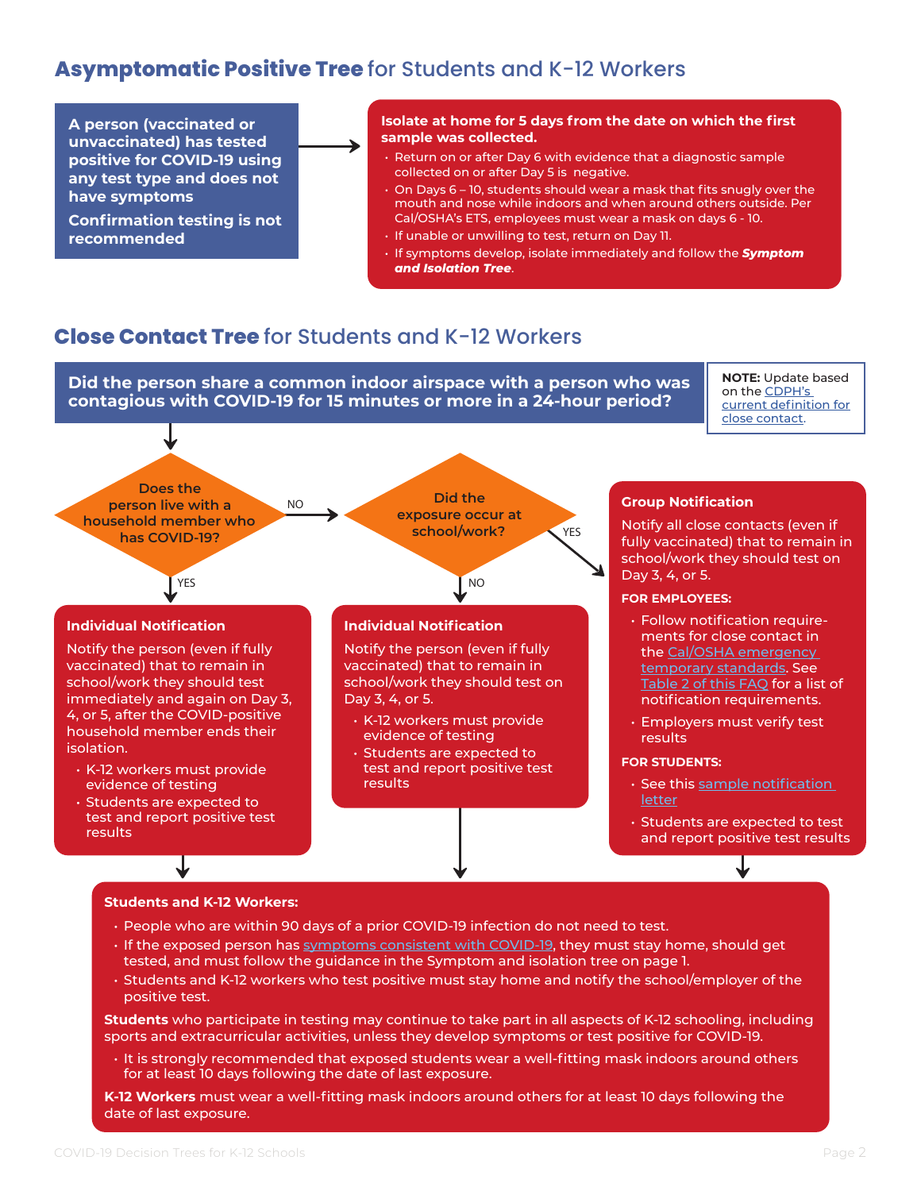## **Asymptomatic Positive Tree** for Students and K-12 Workers

**A person (vaccinated or unvaccinated) has tested positive for COVID-19 using any test type and does not have symptoms**

**Confirmation testing is not recommended**

→

**Isolate at home for 5 days from the date on which the first sample was collected.**

- Return on or after Day 6 with evidence that a diagnostic sample collected on or after Day 5 is negative.
- On Days 6 – 10, students should wear a mask that fits snugly over the mouth and nose while indoors and when around others outside. Per Cal/OSHA's ETS, employees must wear a mask on days 6 - 10.
- If unable or unwilling to test, return on Day 11.
- If symptoms develop, isolate immediately and follow the ***Symptom and Isolation Tree***.

## **Close Contact Tree** for Students and K-12 Workers

**Did the person share a common indoor airspace with a person who was contagious with COVID-19 for 15 minutes or more in a 24-hour period?**

**NOTE:** Update based on the CDPH's current definition for close contact.

↓

**Does the person live with a household member who has COVID-19?**

- **YES** → Individual Notification (household)
- **NO** → **Did the exposure occur at school/work?**
  - **YES** → Group Notification
  - **NO** → Individual Notification

**Individual Notification** (household member – YES)

Notify the person (even if fully vaccinated) that to remain in school/work they should test immediately and again on Day 3, 4, or 5, after the COVID-positive household member ends their isolation.

- K-12 workers must provide evidence of testing
- Students are expected to test and report positive test results

**Individual Notification** (exposure not at school/work – NO)

Notify the person (even if fully vaccinated) that to remain in school/work they should test on Day 3, 4, or 5.

- K-12 workers must provide evidence of testing
- Students are expected to test and report positive test results

**Group Notification** (exposure at school/work – YES)

Notify all close contacts (even if fully vaccinated) that to remain in school/work they should test on Day 3, 4, or 5.

**FOR EMPLOYEES:**

- Follow notification requirements for close contact in the Cal/OSHA emergency temporary standards. See Table 2 of this FAQ for a list of notification requirements.
- Employers must verify test results

**FOR STUDENTS:**

- See this sample notification letter
- Students are expected to test and report positive test results

↓

**Students and K-12 Workers:**

- People who are within 90 days of a prior COVID-19 infection do not need to test.
- If the exposed person has symptoms consistent with COVID-19, they must stay home, should get tested, and must follow the guidance in the Symptom and isolation tree on page 1.
- Students and K-12 workers who test positive must stay home and notify the school/employer of the positive test.

**Students** who participate in testing may continue to take part in all aspects of K-12 schooling, including sports and extracurricular activities, unless they develop symptoms or test positive for COVID-19.

- It is strongly recommended that exposed students wear a well-fitting mask indoors around others for at least 10 days following the date of last exposure.

**K-12 Workers** must wear a well-fitting mask indoors around others for at least 10 days following the date of last exposure.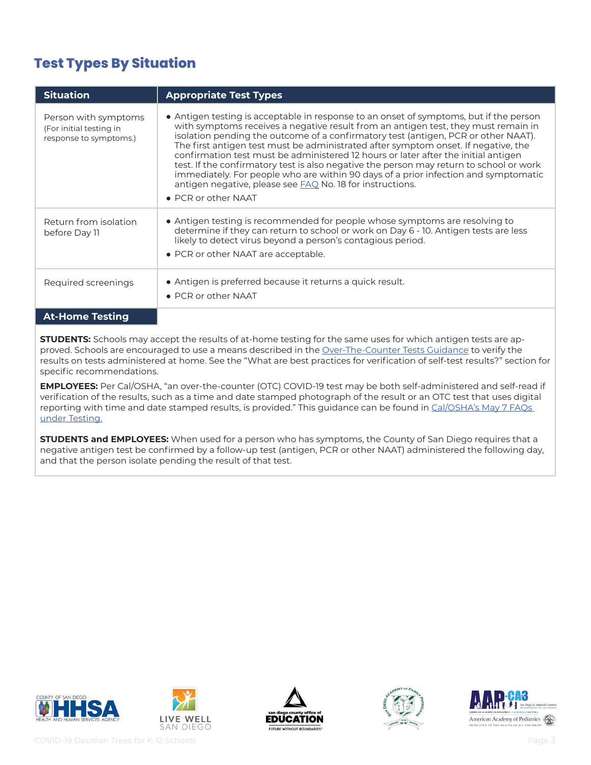## Test Types By Situation

| Situation | Appropriate Test Types |
|---|---|
| Person with symptoms (For initial testing in response to symptoms.) | • Antigen testing is acceptable in response to an onset of symptoms, but if the person with symptoms receives a negative result from an antigen test, they must remain in isolation pending the outcome of a confirmatory test (antigen, PCR or other NAAT). The first antigen test must be administrated after symptom onset. If negative, the confirmation test must be administered 12 hours or later after the initial antigen test. If the confirmatory test is also negative the person may return to school or work immediately. For people who are within 90 days of a prior infection and symptomatic antigen negative, please see FAQ No. 18 for instructions. <br> • PCR or other NAAT |
| Return from isolation before Day 11 | • Antigen testing is recommended for people whose symptoms are resolving to determine if they can return to school or work on Day 6 - 10. Antigen tests are less likely to detect virus beyond a person's contagious period. <br> • PCR or other NAAT are acceptable. |
| Required screenings | • Antigen is preferred because it returns a quick result. <br> • PCR or other NAAT |

### At-Home Testing

**STUDENTS:** Schools may accept the results of at-home testing for the same uses for which antigen tests are approved. Schools are encouraged to use a means described in the Over-The-Counter Tests Guidance to verify the results on tests administered at home. See the "What are best practices for verification of self-test results?" section for specific recommendations.

**EMPLOYEES:** Per Cal/OSHA, "an over-the-counter (OTC) COVID-19 test may be both self-administered and self-read if verification of the results, such as a time and date stamped photograph of the result or an OTC test that uses digital reporting with time and date stamped results, is provided." This guidance can be found in Cal/OSHA's May 7 FAQs under Testing.

**STUDENTS and EMPLOYEES:** When used for a person who has symptoms, the County of San Diego requires that a negative antigen test be confirmed by a follow-up test (antigen, PCR or other NAAT) administered the following day, and that the person isolate pending the result of that test.